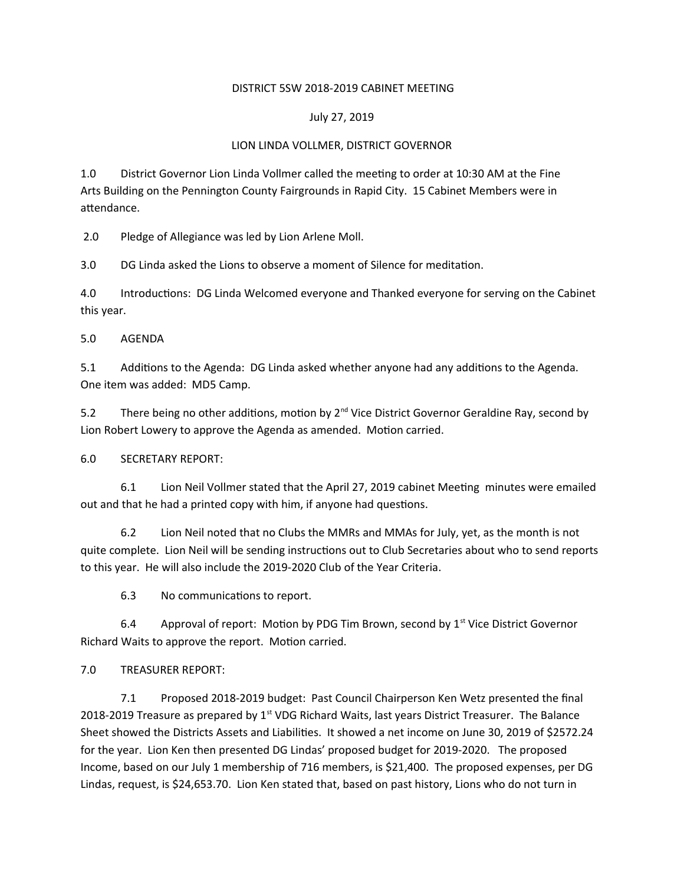DISTRICT 5SW 2018-2019 CABINET MEETING

July 27, 2019

LION LINDA VOLLMER, DISTRICT GOVERNOR

1.0 District Governor Lion Linda Vollmer called the meeting to order at 10:30 AM at the Fine Arts Building on the Pennington County Fairgrounds in Rapid City. 15 Cabinet Members were in attendance.

2.0 Pledge of Allegiance was led by Lion Arlene Moll.

3.0 DG Linda asked the Lions to observe a moment of Silence for meditation.

4.0 Introductions: DG Linda Welcomed everyone and Thanked everyone for serving on the Cabinet this year.

5.0 AGENDA

5.1 Additions to the Agenda: DG Linda asked whether anyone had any additions to the Agenda. One item was added: MD5 Camp.

5.2 There being no other additions, motion by 2nd Vice District Governor Geraldine Ray, second by Lion Robert Lowery to approve the Agenda as amended. Motion carried.

6.0 SECRETARY REPORT:

6.1 Lion Neil Vollmer stated that the April 27, 2019 cabinet Meeting minutes were emailed out and that he had a printed copy with him, if anyone had questions.

6.2 Lion Neil noted that no Clubs the MMRs and MMAs for July, yet, as the month is not quite complete. Lion Neil will be sending instructions out to Club Secretaries about who to send reports to this year. He will also include the 2019-2020 Club of the Year Criteria.

6.3 No communications to report.

6.4 Approval of report: Motion by PDG Tim Brown, second by 1st Vice District Governor Richard Waits to approve the report. Motion carried.

7.0 TREASURER REPORT:

7.1 Proposed 2018-2019 budget: Past Council Chairperson Ken Wetz presented the final 2018-2019 Treasure as prepared by 1st VDG Richard Waits, last years District Treasurer. The Balance Sheet showed the Districts Assets and Liabilities. It showed a net income on June 30, 2019 of $2572.24 for the year. Lion Ken then presented DG Lindas' proposed budget for 2019-2020. The proposed Income, based on our July 1 membership of 716 members, is $21,400. The proposed expenses, per DG Lindas, request, is $24,653.70. Lion Ken stated that, based on past history, Lions who do not turn in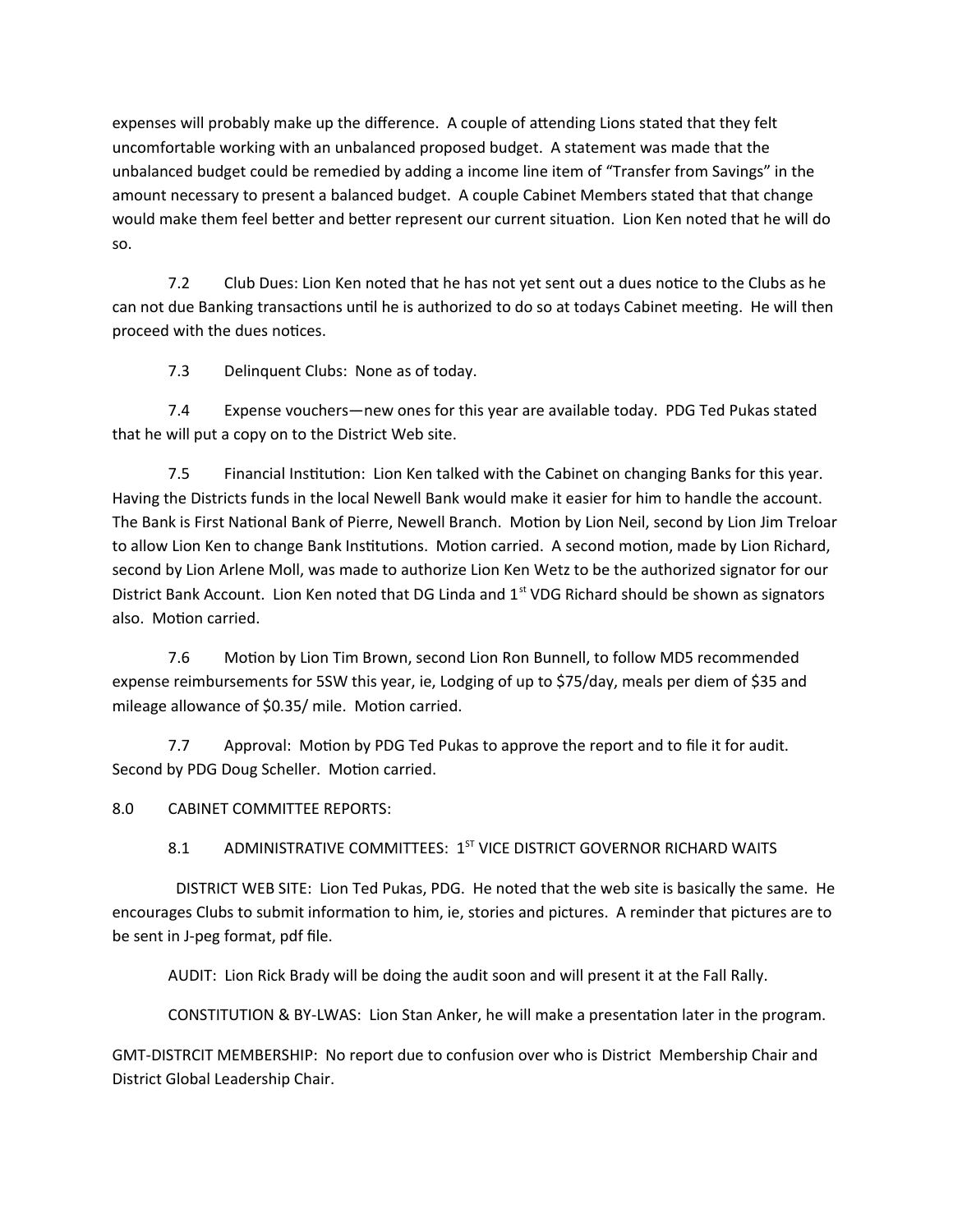expenses will probably make up the difference. A couple of attending Lions stated that they felt uncomfortable working with an unbalanced proposed budget. A statement was made that the unbalanced budget could be remedied by adding a income line item of "Transfer from Savings" in the amount necessary to present a balanced budget. A couple Cabinet Members stated that that change would make them feel better and better represent our current situation. Lion Ken noted that he will do so.

7.2 Club Dues: Lion Ken noted that he has not yet sent out a dues notice to the Clubs as he can not due Banking transactions until he is authorized to do so at todays Cabinet meeting. He will then proceed with the dues notices.

7.3 Delinquent Clubs: None as of today.

7.4 Expense vouchers—new ones for this year are available today. PDG Ted Pukas stated that he will put a copy on to the District Web site.

7.5 Financial Institution: Lion Ken talked with the Cabinet on changing Banks for this year. Having the Districts funds in the local Newell Bank would make it easier for him to handle the account. The Bank is First National Bank of Pierre, Newell Branch. Motion by Lion Neil, second by Lion Jim Treloar to allow Lion Ken to change Bank Institutions. Motion carried. A second motion, made by Lion Richard, second by Lion Arlene Moll, was made to authorize Lion Ken Wetz to be the authorized signator for our District Bank Account. Lion Ken noted that DG Linda and 1st VDG Richard should be shown as signators also. Motion carried.

7.6 Motion by Lion Tim Brown, second Lion Ron Bunnell, to follow MD5 recommended expense reimbursements for 5SW this year, ie, Lodging of up to $75/day, meals per diem of $35 and mileage allowance of $0.35/ mile. Motion carried.

7.7 Approval: Motion by PDG Ted Pukas to approve the report and to file it for audit. Second by PDG Doug Scheller. Motion carried.

8.0 CABINET COMMITTEE REPORTS:

8.1 ADMINISTRATIVE COMMITTEES: 1ST VICE DISTRICT GOVERNOR RICHARD WAITS

DISTRICT WEB SITE: Lion Ted Pukas, PDG. He noted that the web site is basically the same. He encourages Clubs to submit information to him, ie, stories and pictures. A reminder that pictures are to be sent in J-peg format, pdf file.

AUDIT: Lion Rick Brady will be doing the audit soon and will present it at the Fall Rally.

CONSTITUTION & BY-LWAS: Lion Stan Anker, he will make a presentation later in the program.

GMT-DISTRCIT MEMBERSHIP: No report due to confusion over who is District Membership Chair and District Global Leadership Chair.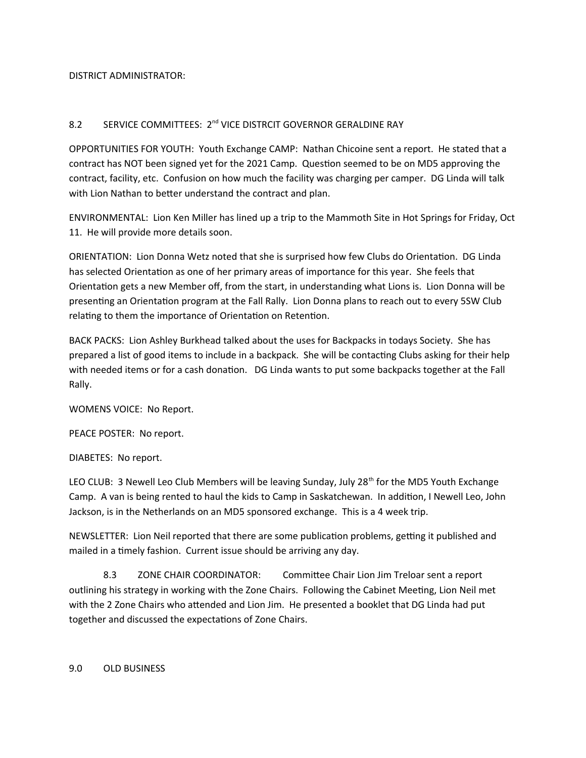DISTRICT ADMINISTRATOR:

8.2 SERVICE COMMITTEES: 2nd VICE DISTRCIT GOVERNOR GERALDINE RAY

OPPORTUNITIES FOR YOUTH: Youth Exchange CAMP: Nathan Chicoine sent a report. He stated that a contract has NOT been signed yet for the 2021 Camp. Question seemed to be on MD5 approving the contract, facility, etc. Confusion on how much the facility was charging per camper. DG Linda will talk with Lion Nathan to better understand the contract and plan.

ENVIRONMENTAL: Lion Ken Miller has lined up a trip to the Mammoth Site in Hot Springs for Friday, Oct 11. He will provide more details soon.

ORIENTATION: Lion Donna Wetz noted that she is surprised how few Clubs do Orientation. DG Linda has selected Orientation as one of her primary areas of importance for this year. She feels that Orientation gets a new Member off, from the start, in understanding what Lions is. Lion Donna will be presenting an Orientation program at the Fall Rally. Lion Donna plans to reach out to every 5SW Club relating to them the importance of Orientation on Retention.

BACK PACKS: Lion Ashley Burkhead talked about the uses for Backpacks in todays Society. She has prepared a list of good items to include in a backpack. She will be contacting Clubs asking for their help with needed items or for a cash donation. DG Linda wants to put some backpacks together at the Fall Rally.

WOMENS VOICE: No Report.

PEACE POSTER: No report.

DIABETES: No report.

LEO CLUB: 3 Newell Leo Club Members will be leaving Sunday, July 28th for the MD5 Youth Exchange Camp. A van is being rented to haul the kids to Camp in Saskatchewan. In addition, I Newell Leo, John Jackson, is in the Netherlands on an MD5 sponsored exchange. This is a 4 week trip.

NEWSLETTER: Lion Neil reported that there are some publication problems, getting it published and mailed in a timely fashion. Current issue should be arriving any day.

8.3 ZONE CHAIR COORDINATOR: Committee Chair Lion Jim Treloar sent a report outlining his strategy in working with the Zone Chairs. Following the Cabinet Meeting, Lion Neil met with the 2 Zone Chairs who attended and Lion Jim. He presented a booklet that DG Linda had put together and discussed the expectations of Zone Chairs.

9.0 OLD BUSINESS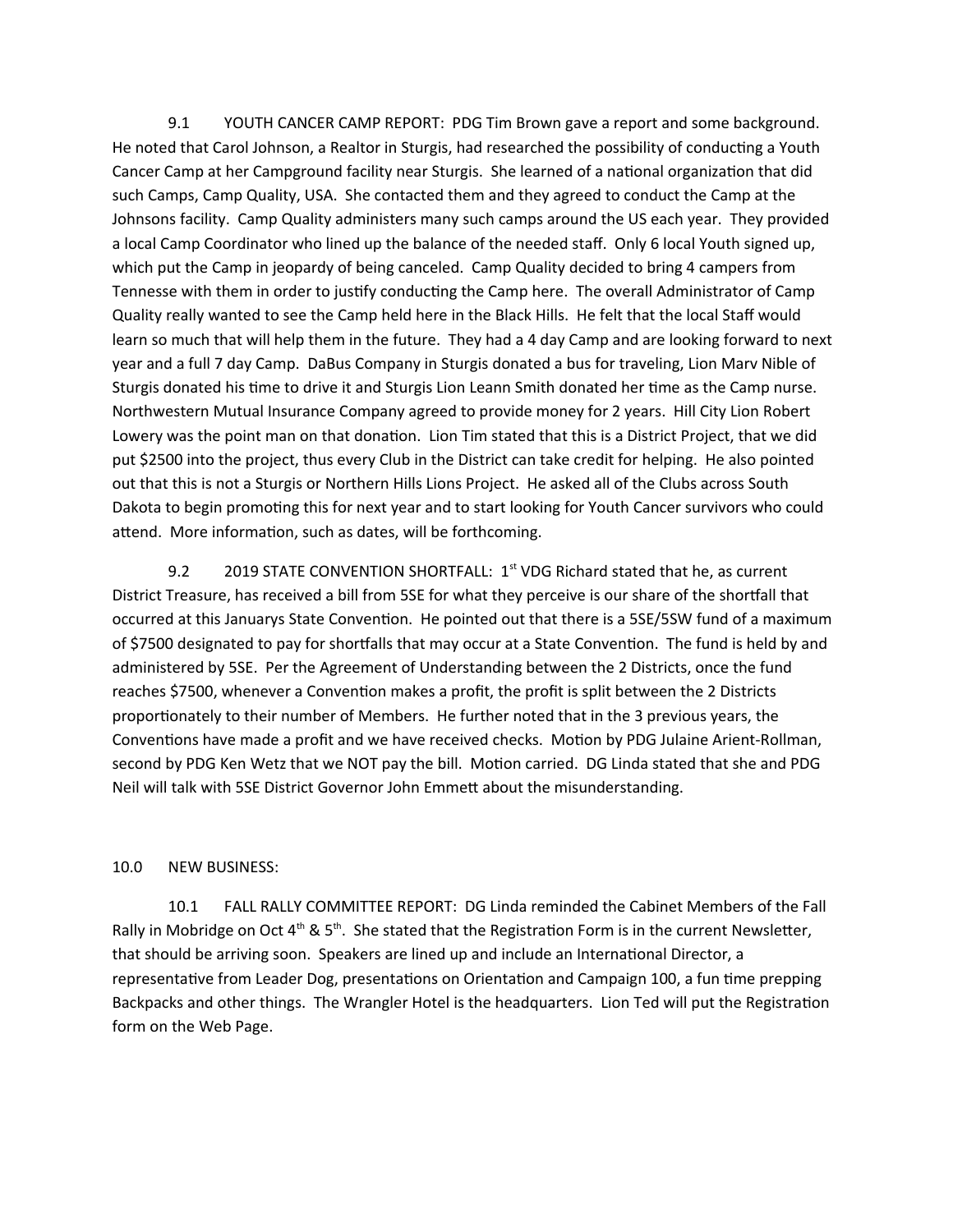9.1 YOUTH CANCER CAMP REPORT: PDG Tim Brown gave a report and some background. He noted that Carol Johnson, a Realtor in Sturgis, had researched the possibility of conducting a Youth Cancer Camp at her Campground facility near Sturgis. She learned of a national organization that did such Camps, Camp Quality, USA. She contacted them and they agreed to conduct the Camp at the Johnsons facility. Camp Quality administers many such camps around the US each year. They provided a local Camp Coordinator who lined up the balance of the needed staff. Only 6 local Youth signed up, which put the Camp in jeopardy of being canceled. Camp Quality decided to bring 4 campers from Tennesse with them in order to justify conducting the Camp here. The overall Administrator of Camp Quality really wanted to see the Camp held here in the Black Hills. He felt that the local Staff would learn so much that will help them in the future. They had a 4 day Camp and are looking forward to next year and a full 7 day Camp. DaBus Company in Sturgis donated a bus for traveling, Lion Marv Nible of Sturgis donated his time to drive it and Sturgis Lion Leann Smith donated her time as the Camp nurse. Northwestern Mutual Insurance Company agreed to provide money for 2 years. Hill City Lion Robert Lowery was the point man on that donation. Lion Tim stated that this is a District Project, that we did put $2500 into the project, thus every Club in the District can take credit for helping. He also pointed out that this is not a Sturgis or Northern Hills Lions Project. He asked all of the Clubs across South Dakota to begin promoting this for next year and to start looking for Youth Cancer survivors who could attend. More information, such as dates, will be forthcoming.

9.2 2019 STATE CONVENTION SHORTFALL: 1st VDG Richard stated that he, as current District Treasure, has received a bill from 5SE for what they perceive is our share of the shortfall that occurred at this Januarys State Convention. He pointed out that there is a 5SE/5SW fund of a maximum of $7500 designated to pay for shortfalls that may occur at a State Convention. The fund is held by and administered by 5SE. Per the Agreement of Understanding between the 2 Districts, once the fund reaches $7500, whenever a Convention makes a profit, the profit is split between the 2 Districts proportionately to their number of Members. He further noted that in the 3 previous years, the Conventions have made a profit and we have received checks. Motion by PDG Julaine Arient-Rollman, second by PDG Ken Wetz that we NOT pay the bill. Motion carried. DG Linda stated that she and PDG Neil will talk with 5SE District Governor John Emmett about the misunderstanding.

10.0 NEW BUSINESS:

10.1 FALL RALLY COMMITTEE REPORT: DG Linda reminded the Cabinet Members of the Fall Rally in Mobridge on Oct 4th & 5th. She stated that the Registration Form is in the current Newsletter, that should be arriving soon. Speakers are lined up and include an International Director, a representative from Leader Dog, presentations on Orientation and Campaign 100, a fun time prepping Backpacks and other things. The Wrangler Hotel is the headquarters. Lion Ted will put the Registration form on the Web Page.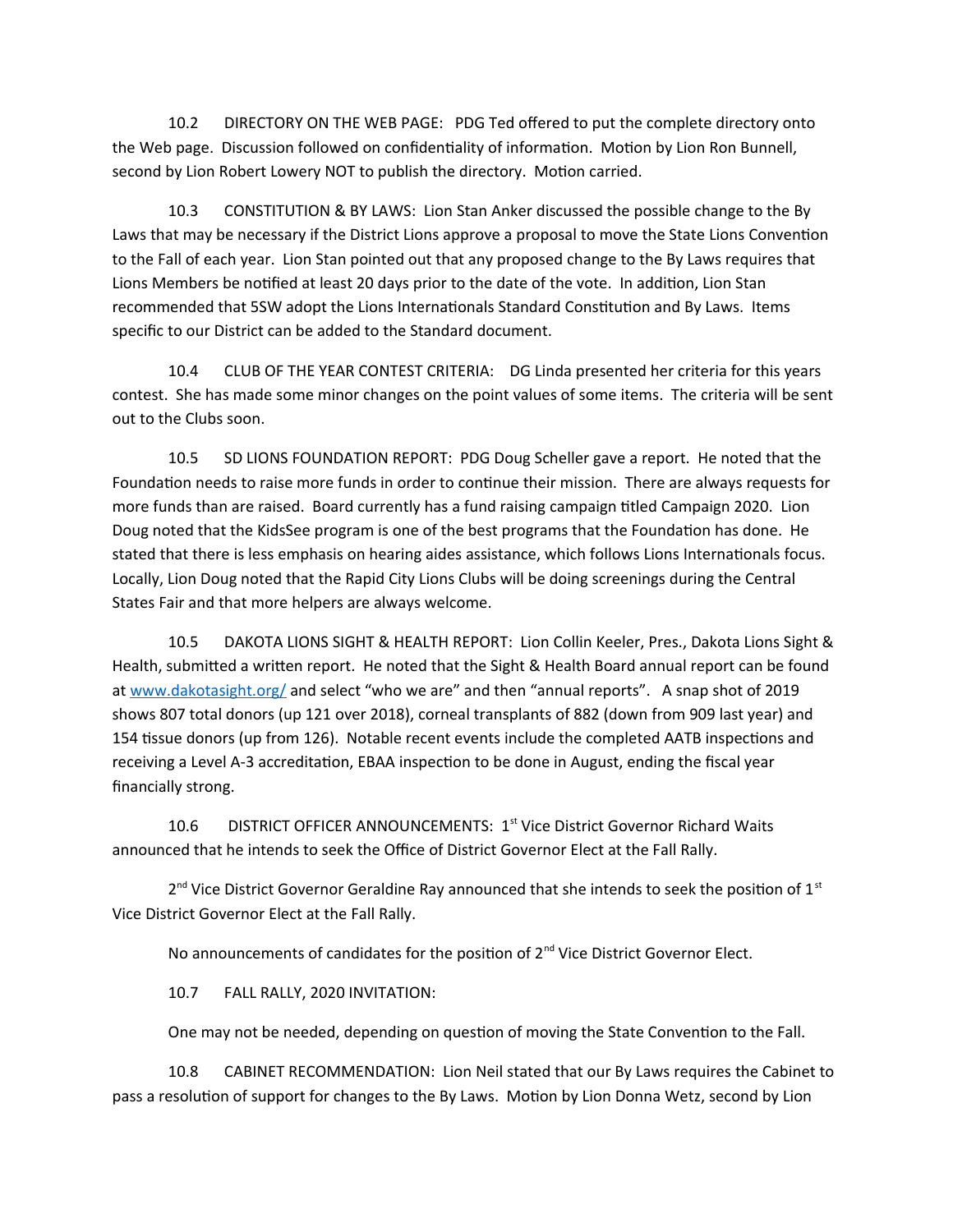10.2 DIRECTORY ON THE WEB PAGE: PDG Ted offered to put the complete directory onto the Web page. Discussion followed on confidentiality of information. Motion by Lion Ron Bunnell, second by Lion Robert Lowery NOT to publish the directory. Motion carried.

10.3 CONSTITUTION & BY LAWS: Lion Stan Anker discussed the possible change to the By Laws that may be necessary if the District Lions approve a proposal to move the State Lions Convention to the Fall of each year. Lion Stan pointed out that any proposed change to the By Laws requires that Lions Members be notified at least 20 days prior to the date of the vote. In addition, Lion Stan recommended that 5SW adopt the Lions Internationals Standard Constitution and By Laws. Items specific to our District can be added to the Standard document.

10.4 CLUB OF THE YEAR CONTEST CRITERIA: DG Linda presented her criteria for this years contest. She has made some minor changes on the point values of some items. The criteria will be sent out to the Clubs soon.

10.5 SD LIONS FOUNDATION REPORT: PDG Doug Scheller gave a report. He noted that the Foundation needs to raise more funds in order to continue their mission. There are always requests for more funds than are raised. Board currently has a fund raising campaign titled Campaign 2020. Lion Doug noted that the KidsSee program is one of the best programs that the Foundation has done. He stated that there is less emphasis on hearing aides assistance, which follows Lions Internationals focus. Locally, Lion Doug noted that the Rapid City Lions Clubs will be doing screenings during the Central States Fair and that more helpers are always welcome.

10.5 DAKOTA LIONS SIGHT & HEALTH REPORT: Lion Collin Keeler, Pres., Dakota Lions Sight & Health, submitted a written report. He noted that the Sight & Health Board annual report can be found at [www.dakotasight.org/](www.dakotasight.org/) and select "who we are" and then "annual reports". A snap shot of 2019 shows 807 total donors (up 121 over 2018), corneal transplants of 882 (down from 909 last year) and 154 tissue donors (up from 126). Notable recent events include the completed AATB inspections and receiving a Level A-3 accreditation, EBAA inspection to be done in August, ending the fiscal year financially strong.

10.6 DISTRICT OFFICER ANNOUNCEMENTS: 1st Vice District Governor Richard Waits announced that he intends to seek the Office of District Governor Elect at the Fall Rally.

2nd Vice District Governor Geraldine Ray announced that she intends to seek the position of 1st Vice District Governor Elect at the Fall Rally.

No announcements of candidates for the position of 2nd Vice District Governor Elect.

10.7 FALL RALLY, 2020 INVITATION:

One may not be needed, depending on question of moving the State Convention to the Fall.

10.8 CABINET RECOMMENDATION: Lion Neil stated that our By Laws requires the Cabinet to pass a resolution of support for changes to the By Laws. Motion by Lion Donna Wetz, second by Lion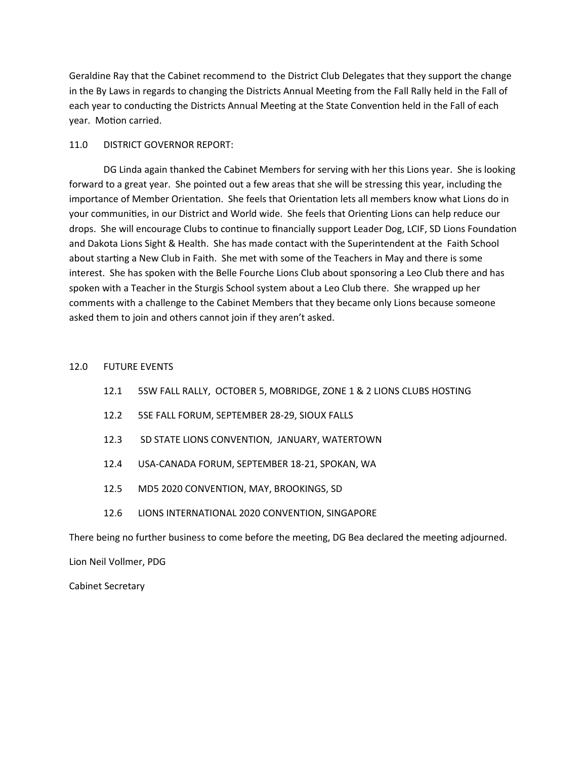Geraldine Ray that the Cabinet recommend to the District Club Delegates that they support the change in the By Laws in regards to changing the Districts Annual Meeting from the Fall Rally held in the Fall of each year to conducting the Districts Annual Meeting at the State Convention held in the Fall of each year. Motion carried.

11.0 DISTRICT GOVERNOR REPORT:

DG Linda again thanked the Cabinet Members for serving with her this Lions year. She is looking forward to a great year. She pointed out a few areas that she will be stressing this year, including the importance of Member Orientation. She feels that Orientation lets all members know what Lions do in your communities, in our District and World wide. She feels that Orienting Lions can help reduce our drops. She will encourage Clubs to continue to financially support Leader Dog, LCIF, SD Lions Foundation and Dakota Lions Sight & Health. She has made contact with the Superintendent at the Faith School about starting a New Club in Faith. She met with some of the Teachers in May and there is some interest. She has spoken with the Belle Fourche Lions Club about sponsoring a Leo Club there and has spoken with a Teacher in the Sturgis School system about a Leo Club there. She wrapped up her comments with a challenge to the Cabinet Members that they became only Lions because someone asked them to join and others cannot join if they aren't asked.

12.0 FUTURE EVENTS

12.1 5SW FALL RALLY, OCTOBER 5, MOBRIDGE, ZONE 1 & 2 LIONS CLUBS HOSTING

12.2 5SE FALL FORUM, SEPTEMBER 28-29, SIOUX FALLS

12.3 SD STATE LIONS CONVENTION, JANUARY, WATERTOWN

12.4 USA-CANADA FORUM, SEPTEMBER 18-21, SPOKAN, WA

12.5 MD5 2020 CONVENTION, MAY, BROOKINGS, SD

12.6 LIONS INTERNATIONAL 2020 CONVENTION, SINGAPORE

There being no further business to come before the meeting, DG Bea declared the meeting adjourned.

Lion Neil Vollmer, PDG

Cabinet Secretary